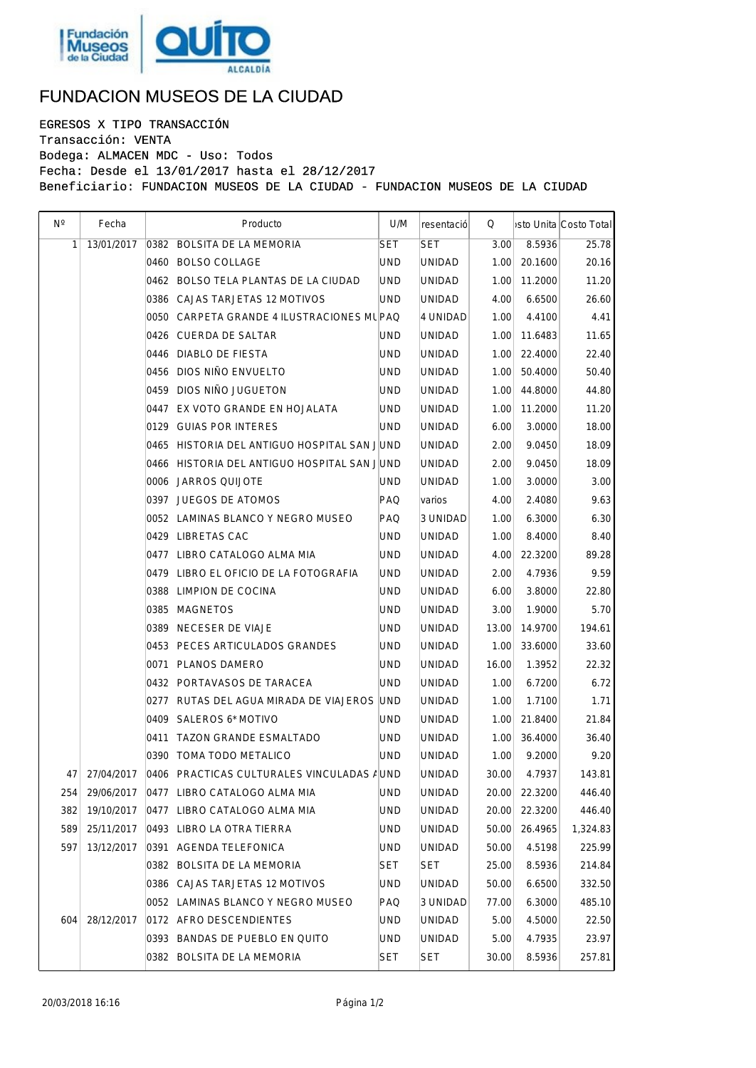# FUNDACION MUSEOS DE LA CIUDAD

EGRESOS X TIPO TRANSACCIÓN
Transacción: VENTA
Bodega: ALMACEN MDC - Uso: Todos
Fecha: Desde el 13/01/2017 hasta el 28/12/2017
Beneficiario: FUNDACION MUSEOS DE LA CIUDAD - FUNDACION MUSEOS DE LA CIUDAD

| Nº | Fecha | Producto | U/M | resentació | Q | osto Unita | Costo Total |
|---|---|---|---|---|---|---|---|
| 1 | 13/01/2017 | 0382 BOLSITA DE LA MEMORIA | SET | SET | 3.00 | 8.5936 | 25.78 |
| | | 0460 BOLSO COLLAGE | UND | UNIDAD | 1.00 | 20.1600 | 20.16 |
| | | 0462 BOLSO TELA PLANTAS DE LA CIUDAD | UND | UNIDAD | 1.00 | 11.2000 | 11.20 |
| | | 0386 CAJAS TARJETAS 12 MOTIVOS | UND | UNIDAD | 4.00 | 6.6500 | 26.60 |
| | | 0050 CARPETA GRANDE 4 ILUSTRACIONES MU | PAQ | 4 UNIDAD | 1.00 | 4.4100 | 4.41 |
| | | 0426 CUERDA DE SALTAR | UND | UNIDAD | 1.00 | 11.6483 | 11.65 |
| | | 0446 DIABLO DE FIESTA | UND | UNIDAD | 1.00 | 22.4000 | 22.40 |
| | | 0456 DIOS NIÑO ENVUELTO | UND | UNIDAD | 1.00 | 50.4000 | 50.40 |
| | | 0459 DIOS NIÑO JUGUETON | UND | UNIDAD | 1.00 | 44.8000 | 44.80 |
| | | 0447 EX VOTO GRANDE EN HOJALATA | UND | UNIDAD | 1.00 | 11.2000 | 11.20 |
| | | 0129 GUIAS POR INTERES | UND | UNIDAD | 6.00 | 3.0000 | 18.00 |
| | | 0465 HISTORIA DEL ANTIGUO HOSPITAL SAN J | UND | UNIDAD | 2.00 | 9.0450 | 18.09 |
| | | 0466 HISTORIA DEL ANTIGUO HOSPITAL SAN J | UND | UNIDAD | 2.00 | 9.0450 | 18.09 |
| | | 0006 JARROS QUIJOTE | UND | UNIDAD | 1.00 | 3.0000 | 3.00 |
| | | 0397 JUEGOS DE ATOMOS | PAQ | varios | 4.00 | 2.4080 | 9.63 |
| | | 0052 LAMINAS BLANCO Y NEGRO MUSEO | PAQ | 3 UNIDAD | 1.00 | 6.3000 | 6.30 |
| | | 0429 LIBRETAS CAC | UND | UNIDAD | 1.00 | 8.4000 | 8.40 |
| | | 0477 LIBRO CATALOGO ALMA MIA | UND | UNIDAD | 4.00 | 22.3200 | 89.28 |
| | | 0479 LIBRO EL OFICIO DE LA FOTOGRAFIA | UND | UNIDAD | 2.00 | 4.7936 | 9.59 |
| | | 0388 LIMPION DE COCINA | UND | UNIDAD | 6.00 | 3.8000 | 22.80 |
| | | 0385 MAGNETOS | UND | UNIDAD | 3.00 | 1.9000 | 5.70 |
| | | 0389 NECESER DE VIAJE | UND | UNIDAD | 13.00 | 14.9700 | 194.61 |
| | | 0453 PECES ARTICULADOS GRANDES | UND | UNIDAD | 1.00 | 33.6000 | 33.60 |
| | | 0071 PLANOS DAMERO | UND | UNIDAD | 16.00 | 1.3952 | 22.32 |
| | | 0432 PORTAVASOS DE TARACEA | UND | UNIDAD | 1.00 | 6.7200 | 6.72 |
| | | 0277 RUTAS DEL AGUA MIRADA DE VIAJEROS | UND | UNIDAD | 1.00 | 1.7100 | 1.71 |
| | | 0409 SALEROS 6*MOTIVO | UND | UNIDAD | 1.00 | 21.8400 | 21.84 |
| | | 0411 TAZON GRANDE ESMALTADO | UND | UNIDAD | 1.00 | 36.4000 | 36.40 |
| | | 0390 TOMA TODO METALICO | UND | UNIDAD | 1.00 | 9.2000 | 9.20 |
| 47 | 27/04/2017 | 0406 PRACTICAS CULTURALES VINCULADAS A | UND | UNIDAD | 30.00 | 4.7937 | 143.81 |
| 254 | 29/06/2017 | 0477 LIBRO CATALOGO ALMA MIA | UND | UNIDAD | 20.00 | 22.3200 | 446.40 |
| 382 | 19/10/2017 | 0477 LIBRO CATALOGO ALMA MIA | UND | UNIDAD | 20.00 | 22.3200 | 446.40 |
| 589 | 25/11/2017 | 0493 LIBRO LA OTRA TIERRA | UND | UNIDAD | 50.00 | 26.4965 | 1,324.83 |
| 597 | 13/12/2017 | 0391 AGENDA TELEFONICA | UND | UNIDAD | 50.00 | 4.5198 | 225.99 |
| | | 0382 BOLSITA DE LA MEMORIA | SET | SET | 25.00 | 8.5936 | 214.84 |
| | | 0386 CAJAS TARJETAS 12 MOTIVOS | UND | UNIDAD | 50.00 | 6.6500 | 332.50 |
| | | 0052 LAMINAS BLANCO Y NEGRO MUSEO | PAQ | 3 UNIDAD | 77.00 | 6.3000 | 485.10 |
| 604 | 28/12/2017 | 0172 AFRO DESCENDIENTES | UND | UNIDAD | 5.00 | 4.5000 | 22.50 |
| | | 0393 BANDAS DE PUEBLO EN QUITO | UND | UNIDAD | 5.00 | 4.7935 | 23.97 |
| | | 0382 BOLSITA DE LA MEMORIA | SET | SET | 30.00 | 8.5936 | 257.81 |

20/03/2018 16:16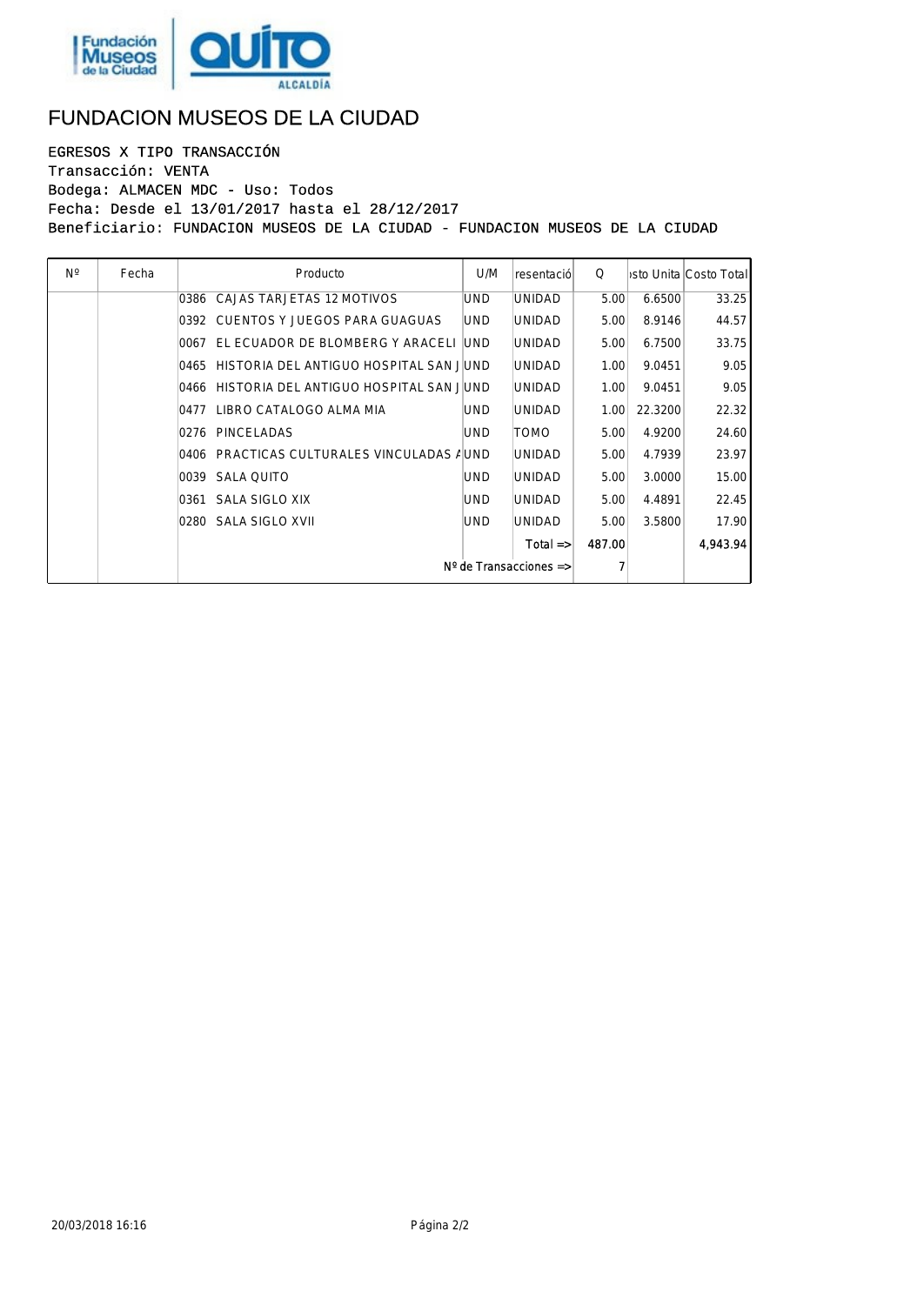# FUNDACION MUSEOS DE LA CIUDAD

EGRESOS X TIPO TRANSACCIÓN
Transacción: VENTA
Bodega: ALMACEN MDC - Uso: Todos
Fecha: Desde el 13/01/2017 hasta el 28/12/2017
Beneficiario: FUNDACION MUSEOS DE LA CIUDAD - FUNDACION MUSEOS DE LA CIUDAD

| Nº | Fecha | Producto | U/M | resentació | Q | ›sto Unita | Costo Total |
|---|---|---|---|---|---|---|---|
| | | 0386 CAJAS TARJETAS 12 MOTIVOS | UND | UNIDAD | 5.00 | 6.6500 | 33.25 |
| | | 0392 CUENTOS Y JUEGOS PARA GUAGUAS | UND | UNIDAD | 5.00 | 8.9146 | 44.57 |
| | | 0067 EL ECUADOR DE BLOMBERG Y ARACELI | UND | UNIDAD | 5.00 | 6.7500 | 33.75 |
| | | 0465 HISTORIA DEL ANTIGUO HOSPITAL SAN J | UND | UNIDAD | 1.00 | 9.0451 | 9.05 |
| | | 0466 HISTORIA DEL ANTIGUO HOSPITAL SAN J | UND | UNIDAD | 1.00 | 9.0451 | 9.05 |
| | | 0477 LIBRO CATALOGO ALMA MIA | UND | UNIDAD | 1.00 | 22.3200 | 22.32 |
| | | 0276 PINCELADAS | UND | TOMO | 5.00 | 4.9200 | 24.60 |
| | | 0406 PRACTICAS CULTURALES VINCULADAS A | UND | UNIDAD | 5.00 | 4.7939 | 23.97 |
| | | 0039 SALA QUITO | UND | UNIDAD | 5.00 | 3.0000 | 15.00 |
| | | 0361 SALA SIGLO XIX | UND | UNIDAD | 5.00 | 4.4891 | 22.45 |
| | | 0280 SALA SIGLO XVII | UND | UNIDAD | 5.00 | 3.5800 | 17.90 |
| | | | | Total => | 487.00 | | 4,943.94 |
| | | | | Nº de Transacciones => | 7 | | |